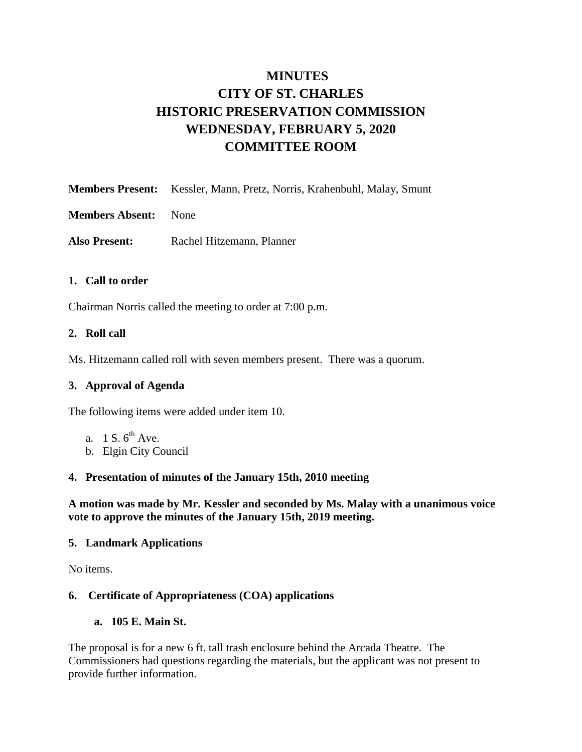# MINUTES
# CITY OF ST. CHARLES
# HISTORIC PRESERVATION COMMISSION
# WEDNESDAY, FEBRUARY 5, 2020
# COMMITTEE ROOM

**Members Present:** Kessler, Mann, Pretz, Norris, Krahenbuhl, Malay, Smunt

**Members Absent:** None

**Also Present:** Rachel Hitzemann, Planner

### 1. Call to order

Chairman Norris called the meeting to order at 7:00 p.m.

### 2. Roll call

Ms. Hitzemann called roll with seven members present. There was a quorum.

### 3. Approval of Agenda

The following items were added under item 10.

a. 1 S. 6th Ave.
b. Elgin City Council

### 4. Presentation of minutes of the January 15th, 2010 meeting

**A motion was made by Mr. Kessler and seconded by Ms. Malay with a unanimous voice vote to approve the minutes of the January 15th, 2019 meeting.**

### 5. Landmark Applications

No items.

### 6. Certificate of Appropriateness (COA) applications

#### a. 105 E. Main St.

The proposal is for a new 6 ft. tall trash enclosure behind the Arcada Theatre. The Commissioners had questions regarding the materials, but the applicant was not present to provide further information.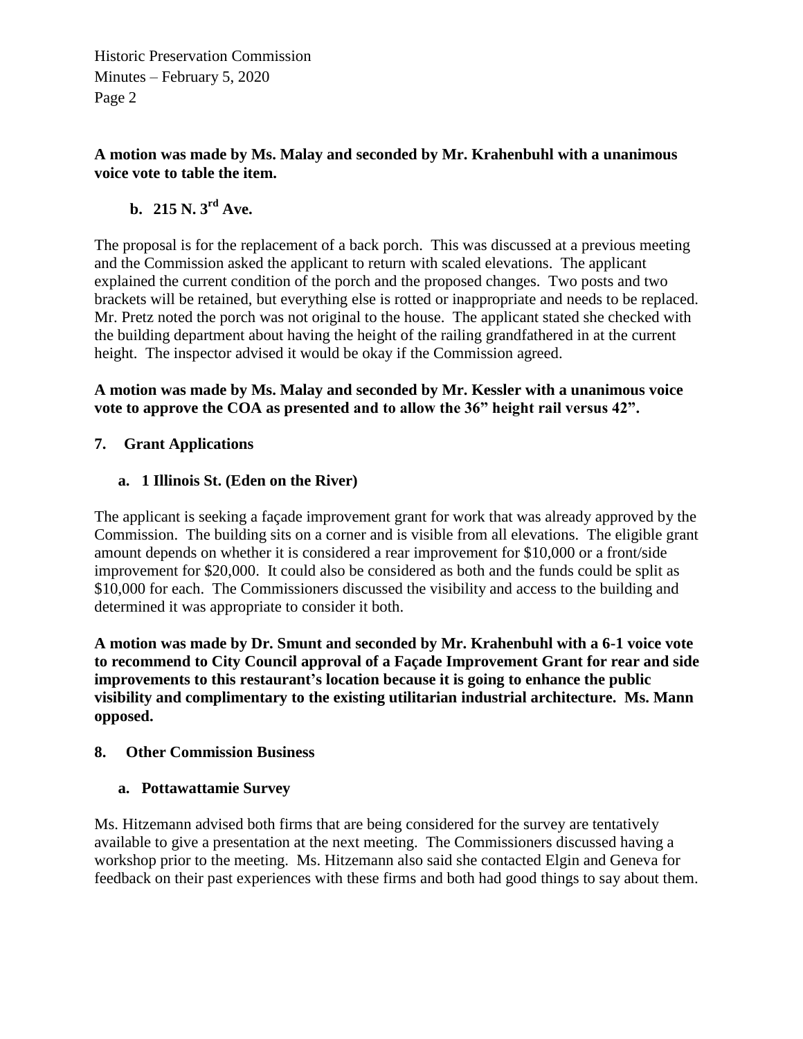**A motion was made by Ms. Malay and seconded by Mr. Krahenbuhl with a unanimous voice vote to table the item.**

**b. 215 N. 3rd Ave.**

The proposal is for the replacement of a back porch. This was discussed at a previous meeting and the Commission asked the applicant to return with scaled elevations. The applicant explained the current condition of the porch and the proposed changes. Two posts and two brackets will be retained, but everything else is rotted or inappropriate and needs to be replaced. Mr. Pretz noted the porch was not original to the house. The applicant stated she checked with the building department about having the height of the railing grandfathered in at the current height. The inspector advised it would be okay if the Commission agreed.

**A motion was made by Ms. Malay and seconded by Mr. Kessler with a unanimous voice vote to approve the COA as presented and to allow the 36" height rail versus 42".**

## 7. Grant Applications

**a. 1 Illinois St. (Eden on the River)**

The applicant is seeking a façade improvement grant for work that was already approved by the Commission. The building sits on a corner and is visible from all elevations. The eligible grant amount depends on whether it is considered a rear improvement for $10,000 or a front/side improvement for $20,000. It could also be considered as both and the funds could be split as $10,000 for each. The Commissioners discussed the visibility and access to the building and determined it was appropriate to consider it both.

**A motion was made by Dr. Smunt and seconded by Mr. Krahenbuhl with a 6-1 voice vote to recommend to City Council approval of a Façade Improvement Grant for rear and side improvements to this restaurant's location because it is going to enhance the public visibility and complimentary to the existing utilitarian industrial architecture. Ms. Mann opposed.**

## 8. Other Commission Business

**a. Pottawattamie Survey**

Ms. Hitzemann advised both firms that are being considered for the survey are tentatively available to give a presentation at the next meeting. The Commissioners discussed having a workshop prior to the meeting. Ms. Hitzemann also said she contacted Elgin and Geneva for feedback on their past experiences with these firms and both had good things to say about them.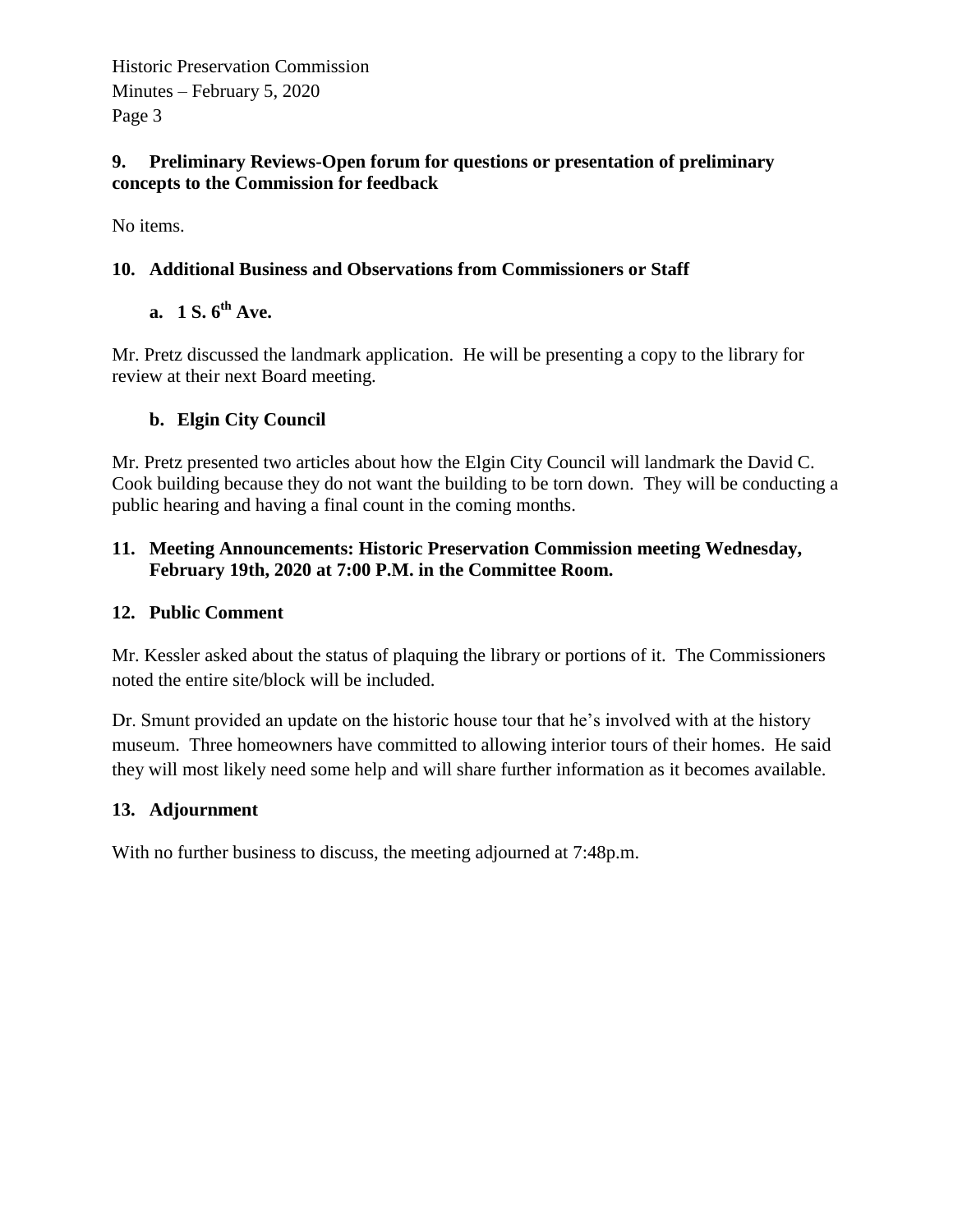**9. Preliminary Reviews-Open forum for questions or presentation of preliminary concepts to the Commission for feedback**

No items.

**10. Additional Business and Observations from Commissioners or Staff**

**a. 1 S. 6th Ave.**

Mr. Pretz discussed the landmark application. He will be presenting a copy to the library for review at their next Board meeting.

**b. Elgin City Council**

Mr. Pretz presented two articles about how the Elgin City Council will landmark the David C. Cook building because they do not want the building to be torn down. They will be conducting a public hearing and having a final count in the coming months.

**11. Meeting Announcements: Historic Preservation Commission meeting Wednesday, February 19th, 2020 at 7:00 P.M. in the Committee Room.**

**12. Public Comment**

Mr. Kessler asked about the status of plaquing the library or portions of it. The Commissioners noted the entire site/block will be included.

Dr. Smunt provided an update on the historic house tour that he's involved with at the history museum. Three homeowners have committed to allowing interior tours of their homes. He said they will most likely need some help and will share further information as it becomes available.

**13. Adjournment**

With no further business to discuss, the meeting adjourned at 7:48p.m.